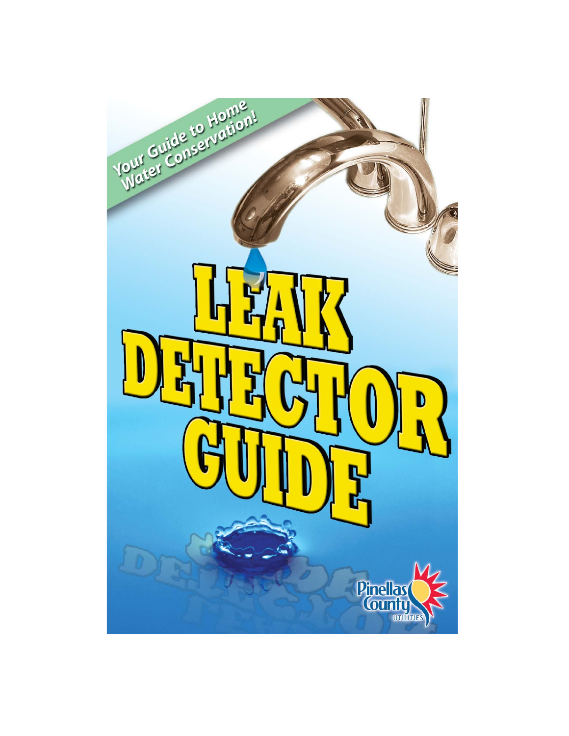*Your Guide to Home Water Conservation!*

# LEAK DETECTOR GUIDE

Pinellas County UTILITIES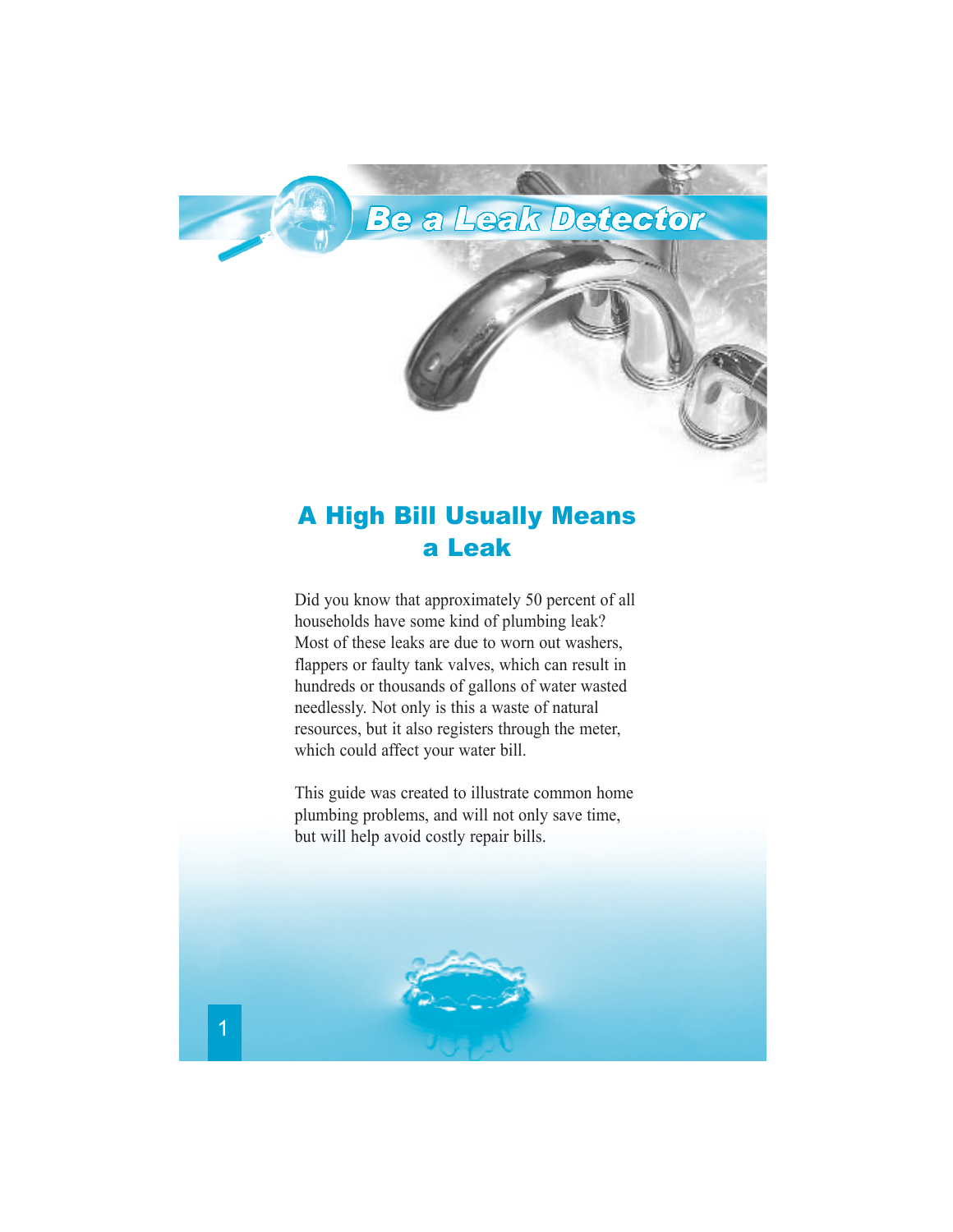# Be a Leak Detector

## A High Bill Usually Means a Leak

Did you know that approximately 50 percent of all households have some kind of plumbing leak? Most of these leaks are due to worn out washers, flappers or faulty tank valves, which can result in hundreds or thousands of gallons of water wasted needlessly. Not only is this a waste of natural resources, but it also registers through the meter, which could affect your water bill.

This guide was created to illustrate common home plumbing problems, and will not only save time, but will help avoid costly repair bills.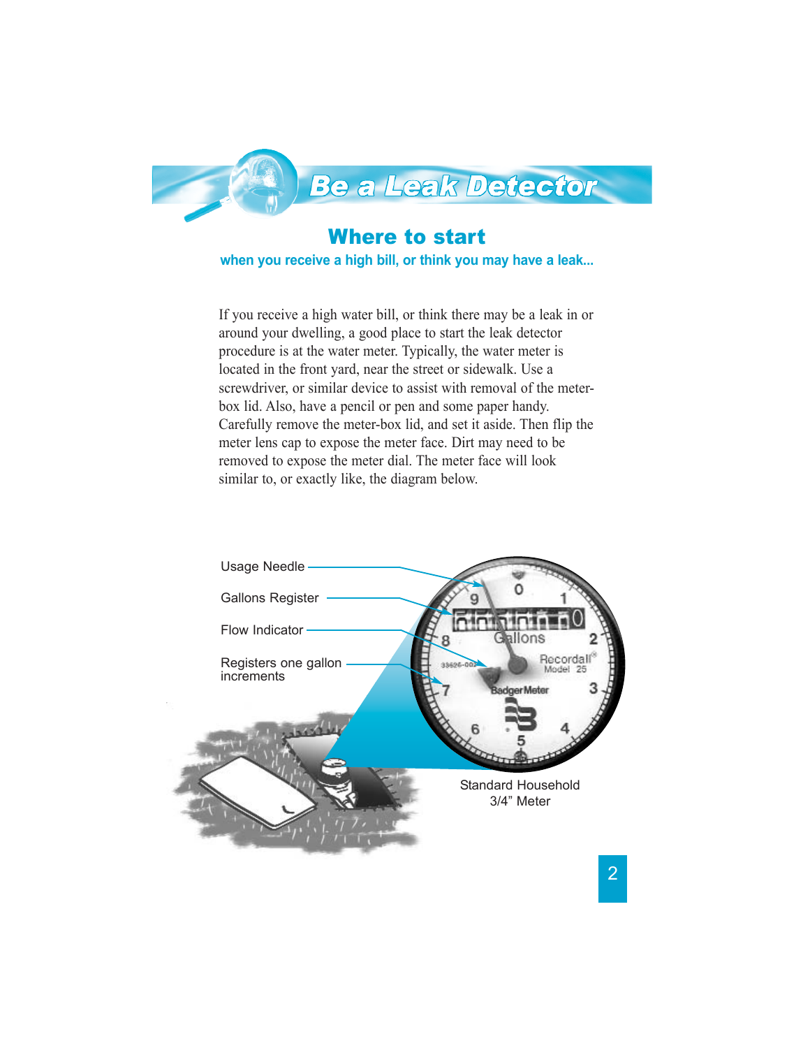# Be a Leak Detector

## Where to start

**when you receive a high bill, or think you may have a leak...**

If you receive a high water bill, or think there may be a leak in or around your dwelling, a good place to start the leak detector procedure is at the water meter. Typically, the water meter is located in the front yard, near the street or sidewalk. Use a screwdriver, or similar device to assist with removal of the meter-box lid. Also, have a pencil or pen and some paper handy. Carefully remove the meter-box lid, and set it aside. Then flip the meter lens cap to expose the meter face. Dirt may need to be removed to expose the meter dial. The meter face will look similar to, or exactly like, the diagram below.

Usage Needle

Gallons Register

Flow Indicator

Registers one gallon increments

Standard Household 3/4" Meter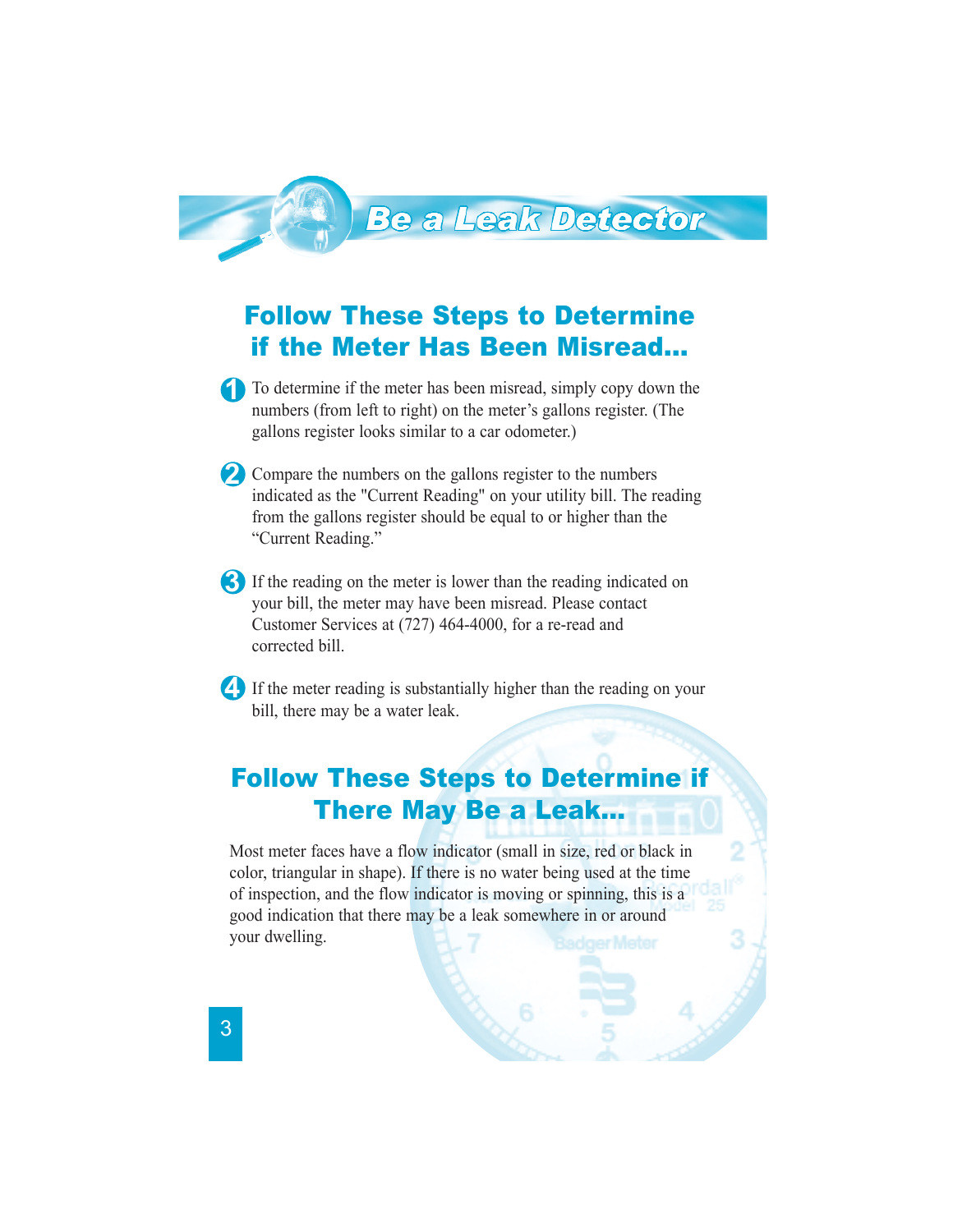# Be a Leak Detector

## Follow These Steps to Determine if the Meter Has Been Misread...

1. To determine if the meter has been misread, simply copy down the numbers (from left to right) on the meter's gallons register. (The gallons register looks similar to a car odometer.)

2. Compare the numbers on the gallons register to the numbers indicated as the "Current Reading" on your utility bill. The reading from the gallons register should be equal to or higher than the "Current Reading."

3. If the reading on the meter is lower than the reading indicated on your bill, the meter may have been misread. Please contact Customer Services at (727) 464-4000, for a re-read and corrected bill.

4. If the meter reading is substantially higher than the reading on your bill, there may be a water leak.

## Follow These Steps to Determine if There May Be a Leak...

Most meter faces have a flow indicator (small in size, red or black in color, triangular in shape). If there is no water being used at the time of inspection, and the flow indicator is moving or spinning, this is a good indication that there may be a leak somewhere in or around your dwelling.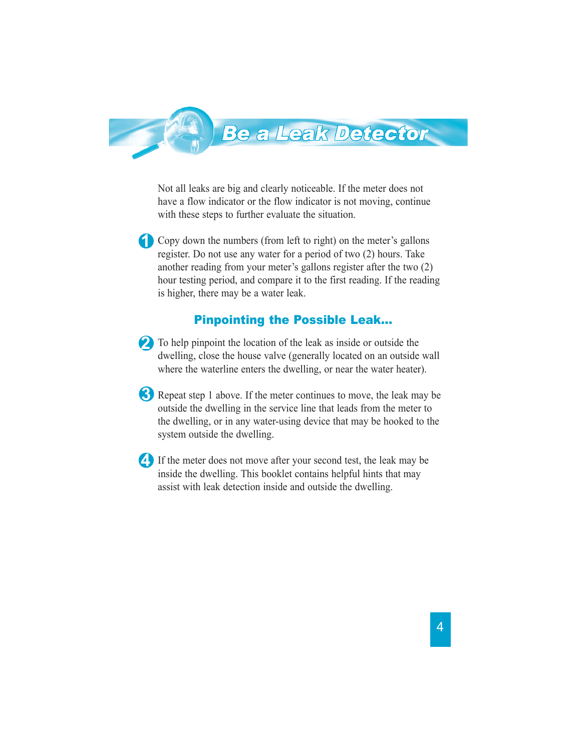# Be a Leak Detector

Not all leaks are big and clearly noticeable. If the meter does not have a flow indicator or the flow indicator is not moving, continue with these steps to further evaluate the situation.

1. Copy down the numbers (from left to right) on the meter's gallons register. Do not use any water for a period of two (2) hours. Take another reading from your meter's gallons register after the two (2) hour testing period, and compare it to the first reading. If the reading is higher, there may be a water leak.

## Pinpointing the Possible Leak...

2. To help pinpoint the location of the leak as inside or outside the dwelling, close the house valve (generally located on an outside wall where the waterline enters the dwelling, or near the water heater).

3. Repeat step 1 above. If the meter continues to move, the leak may be outside the dwelling in the service line that leads from the meter to the dwelling, or in any water-using device that may be hooked to the system outside the dwelling.

4. If the meter does not move after your second test, the leak may be inside the dwelling. This booklet contains helpful hints that may assist with leak detection inside and outside the dwelling.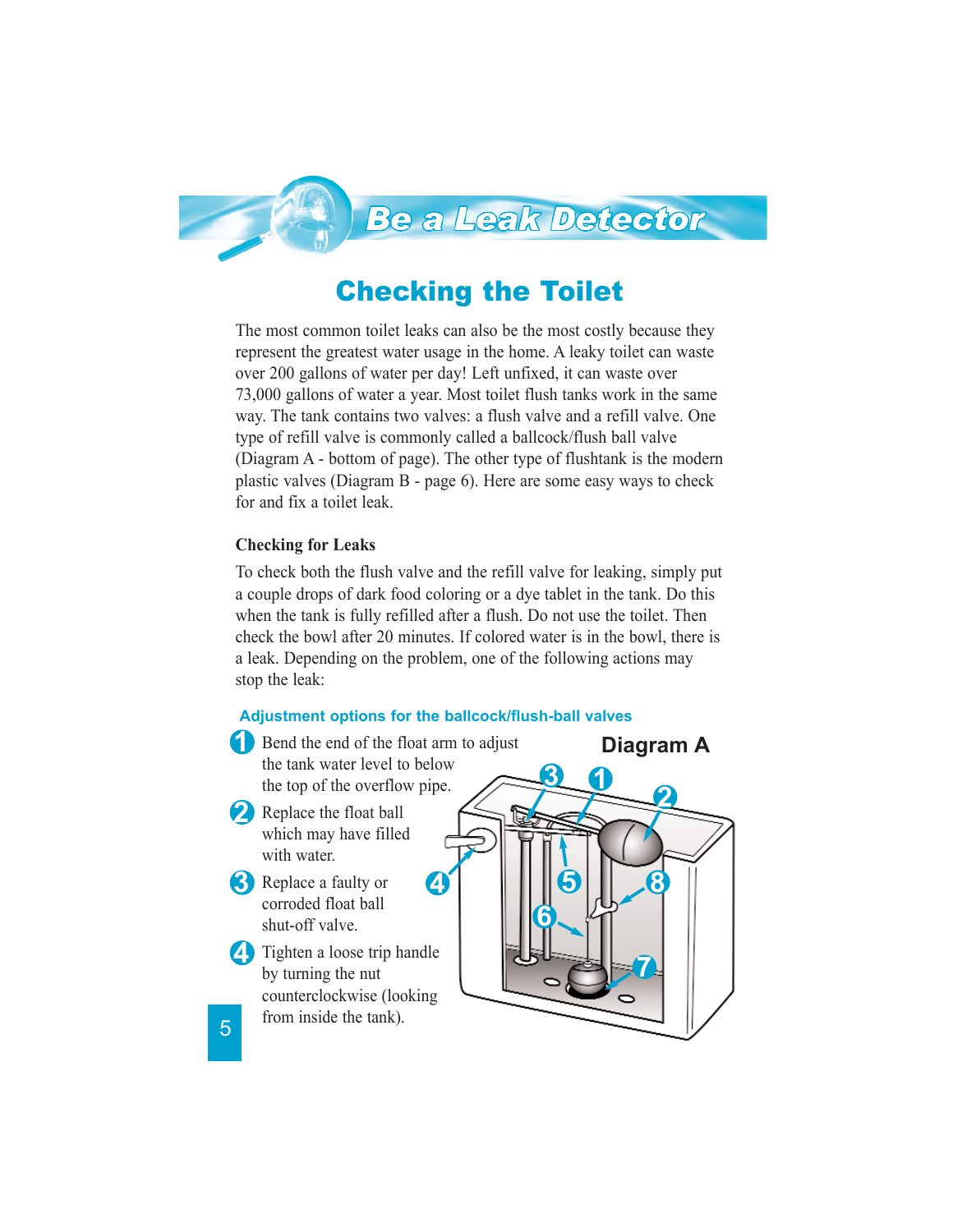# Checking the Toilet

The most common toilet leaks can also be the most costly because they represent the greatest water usage in the home. A leaky toilet can waste over 200 gallons of water per day! Left unfixed, it can waste over 73,000 gallons of water a year. Most toilet flush tanks work in the same way. The tank contains two valves: a flush valve and a refill valve. One type of refill valve is commonly called a ballcock/flush ball valve (Diagram A - bottom of page). The other type of flushtank is the modern plastic valves (Diagram B - page 6). Here are some easy ways to check for and fix a toilet leak.

### Checking for Leaks

To check both the flush valve and the refill valve for leaking, simply put a couple drops of dark food coloring or a dye tablet in the tank. Do this when the tank is fully refilled after a flush. Do not use the toilet. Then check the bowl after 20 minutes. If colored water is in the bowl, there is a leak. Depending on the problem, one of the following actions may stop the leak:

### Adjustment options for the ballcock/flush-ball valves

1. Bend the end of the float arm to adjust the tank water level to below the top of the overflow pipe.
2. Replace the float ball which may have filled with water.
3. Replace a faulty or corroded float ball shut-off valve.
4. Tighten a loose trip handle by turning the nut counterclockwise (looking from inside the tank).

**Diagram A**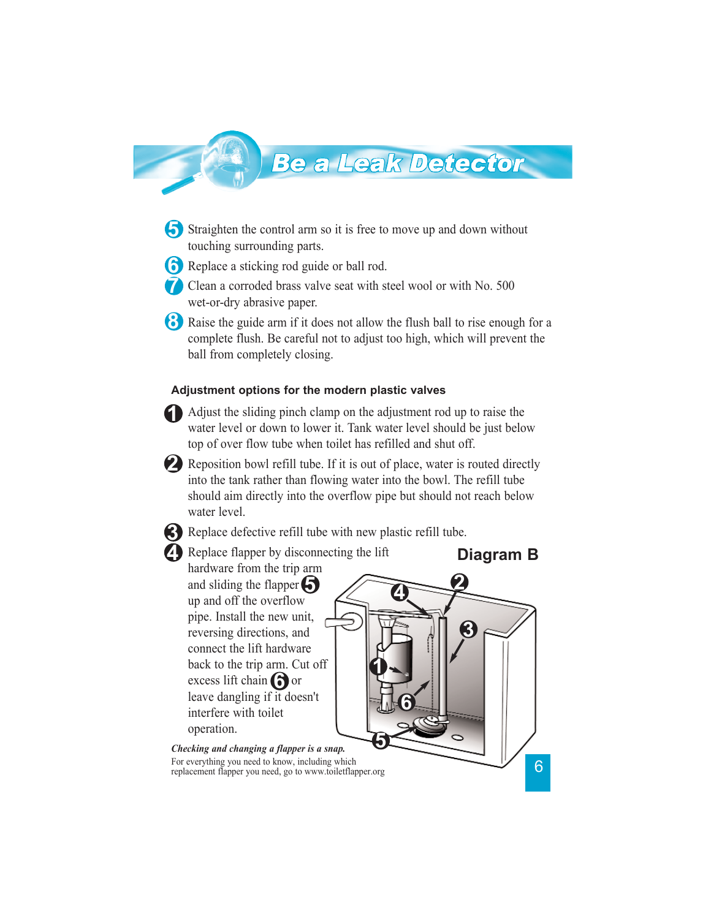## Be a Leak Detector

5. Straighten the control arm so it is free to move up and down without touching surrounding parts.
6. Replace a sticking rod guide or ball rod.
7. Clean a corroded brass valve seat with steel wool or with No. 500 wet-or-dry abrasive paper.
8. Raise the guide arm if it does not allow the flush ball to rise enough for a complete flush. Be careful not to adjust too high, which will prevent the ball from completely closing.

### Adjustment options for the modern plastic valves

1. Adjust the sliding pinch clamp on the adjustment rod up to raise the water level or down to lower it. Tank water level should be just below top of over flow tube when toilet has refilled and shut off.
2. Reposition bowl refill tube. If it is out of place, water is routed directly into the tank rather than flowing water into the bowl. The refill tube should aim directly into the overflow pipe but should not reach below water level.
3. Replace defective refill tube with new plastic refill tube.
4. Replace flapper by disconnecting the lift hardware from the trip arm and sliding the flapper (5) up and off the overflow pipe. Install the new unit, reversing directions, and connect the lift hardware back to the trip arm. Cut off excess lift chain (6) or leave dangling if it doesn't interfere with toilet operation.

**Diagram B**

***Checking and changing a flapper is a snap.***

For everything you need to know, including which replacement flapper you need, go to www.toiletflapper.org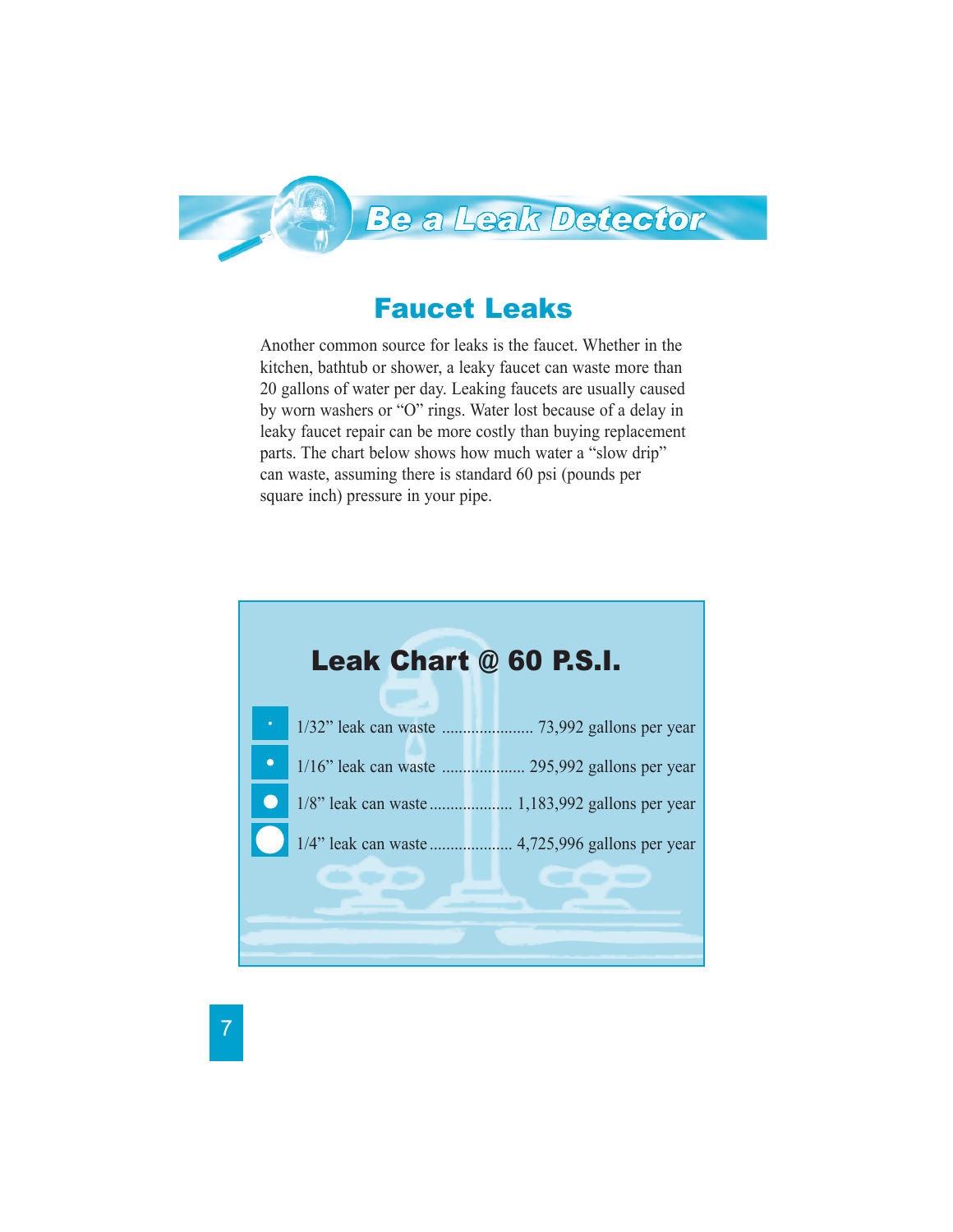# Be a Leak Detector

## Faucet Leaks

Another common source for leaks is the faucet. Whether in the kitchen, bathtub or shower, a leaky faucet can waste more than 20 gallons of water per day. Leaking faucets are usually caused by worn washers or "O" rings. Water lost because of a delay in leaky faucet repair can be more costly than buying replacement parts. The chart below shows how much water a "slow drip" can waste, assuming there is standard 60 psi (pounds per square inch) pressure in your pipe.

### Leak Chart @ 60 P.S.I.

- 1/32" leak can waste ...................... 73,992 gallons per year
- 1/16" leak can waste .................... 295,992 gallons per year
- 1/8" leak can waste .................... 1,183,992 gallons per year
- 1/4" leak can waste .................... 4,725,996 gallons per year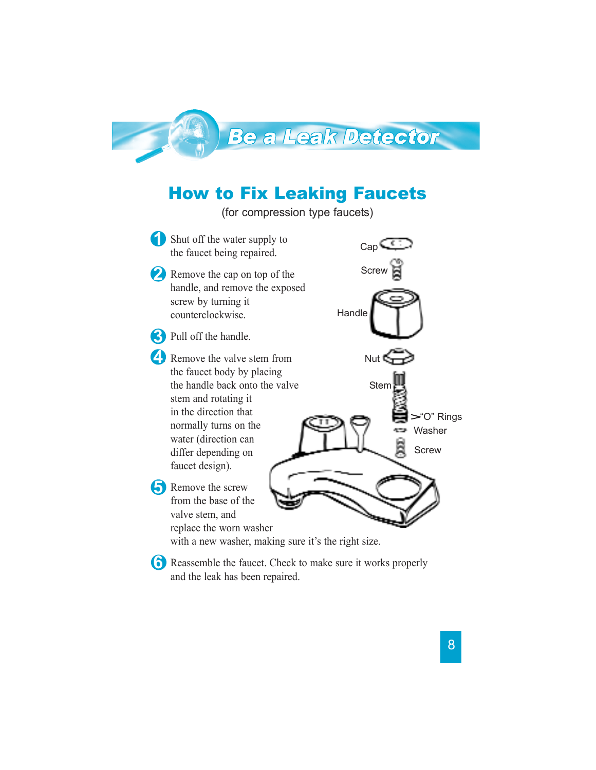# Be a Leak Detector

## How to Fix Leaking Faucets

(for compression type faucets)

1. Shut off the water supply to the faucet being repaired.
2. Remove the cap on top of the handle, and remove the exposed screw by turning it counterclockwise.
3. Pull off the handle.
4. Remove the valve stem from the faucet body by placing the handle back onto the valve stem and rotating it in the direction that normally turns on the water (direction can differ depending on faucet design).
5. Remove the screw from the base of the valve stem, and replace the worn washer with a new washer, making sure it's the right size.
6. Reassemble the faucet. Check to make sure it works properly and the leak has been repaired.

Cap
Screw
Handle
Nut
Stem
"O" Rings
Washer
Screw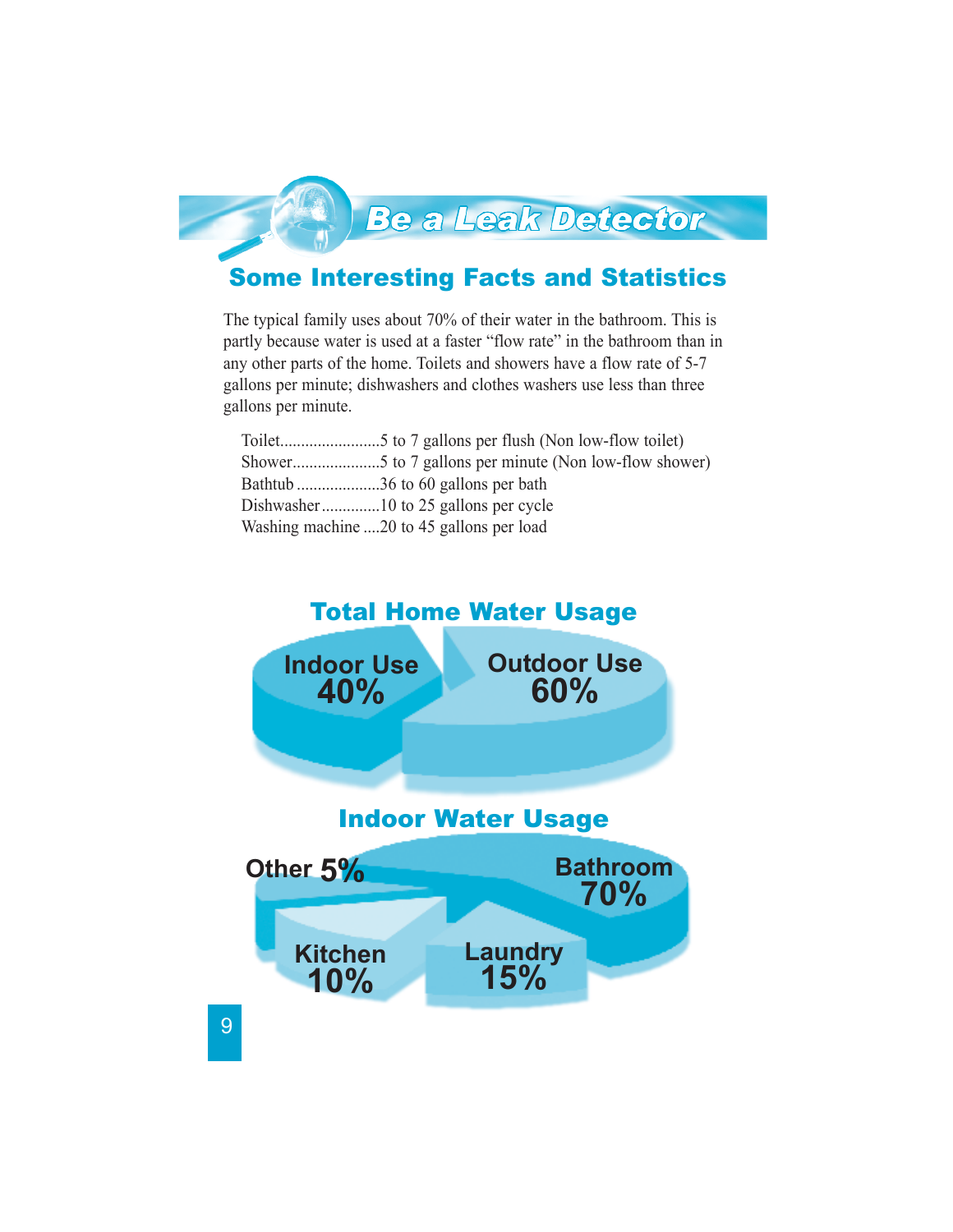# Be a Leak Detector

## Some Interesting Facts and Statistics

The typical family uses about 70% of their water in the bathroom. This is partly because water is used at a faster "flow rate" in the bathroom than in any other parts of the home. Toilets and showers have a flow rate of 5-7 gallons per minute; dishwashers and clothes washers use less than three gallons per minute.

Toilet........................5 to 7 gallons per flush (Non low-flow toilet)
Shower.....................5 to 7 gallons per minute (Non low-flow shower)
Bathtub ....................36 to 60 gallons per bath
Dishwasher..............10 to 25 gallons per cycle
Washing machine ....20 to 45 gallons per load

### Total Home Water Usage

Indoor Use 40%

Outdoor Use 60%

### Indoor Water Usage

Other 5%

Bathroom 70%

Kitchen 10%

Laundry 15%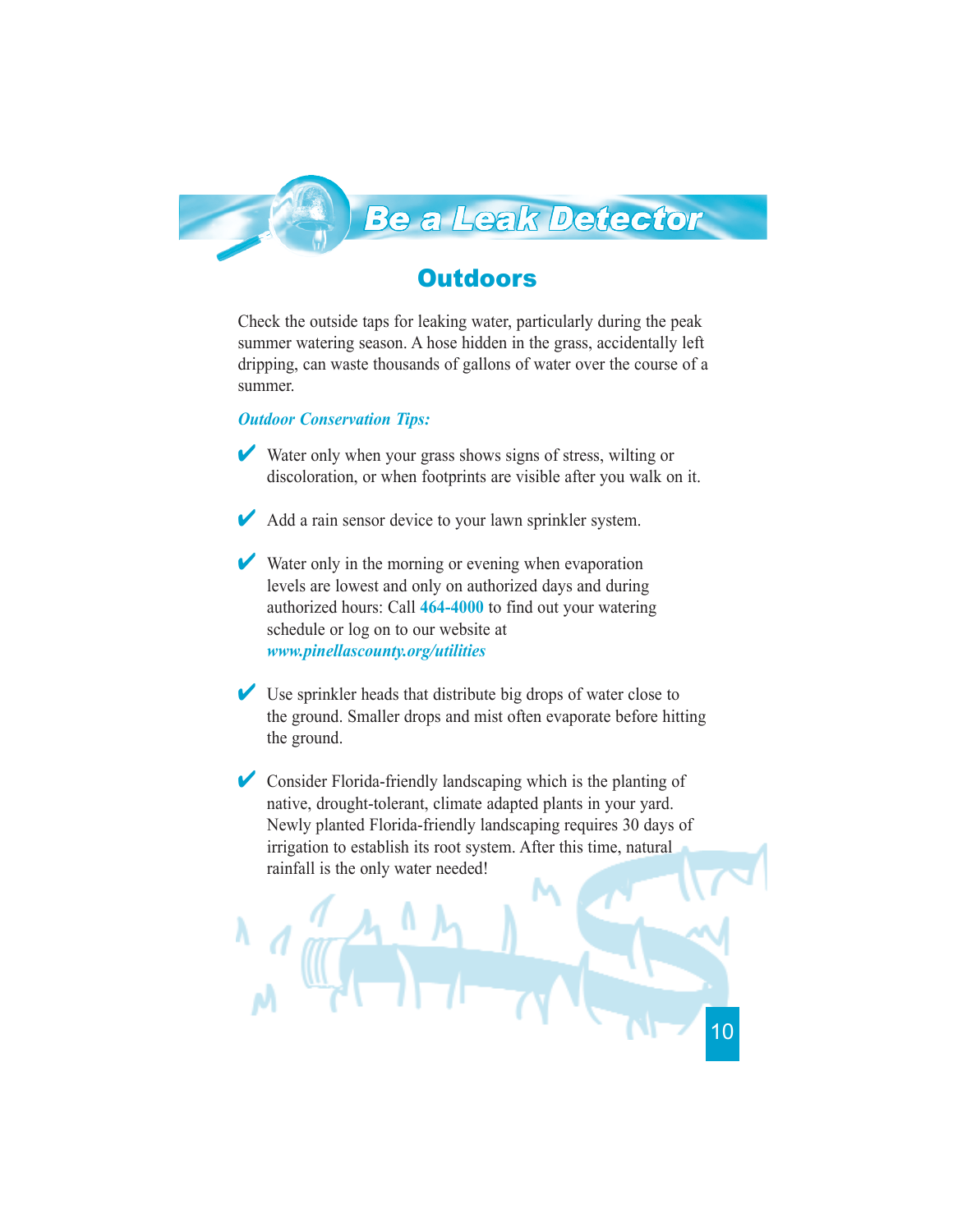# Be a Leak Detector

## Outdoors

Check the outside taps for leaking water, particularly during the peak summer watering season. A hose hidden in the grass, accidentally left dripping, can waste thousands of gallons of water over the course of a summer.

***Outdoor Conservation Tips:***

- ✔ Water only when your grass shows signs of stress, wilting or discoloration, or when footprints are visible after you walk on it.
- ✔ Add a rain sensor device to your lawn sprinkler system.
- ✔ Water only in the morning or evening when evaporation levels are lowest and only on authorized days and during authorized hours: Call **464-4000** to find out your watering schedule or log on to our website at ***www.pinellascounty.org/utilities***
- ✔ Use sprinkler heads that distribute big drops of water close to the ground. Smaller drops and mist often evaporate before hitting the ground.
- ✔ Consider Florida-friendly landscaping which is the planting of native, drought-tolerant, climate adapted plants in your yard. Newly planted Florida-friendly landscaping requires 30 days of irrigation to establish its root system. After this time, natural rainfall is the only water needed!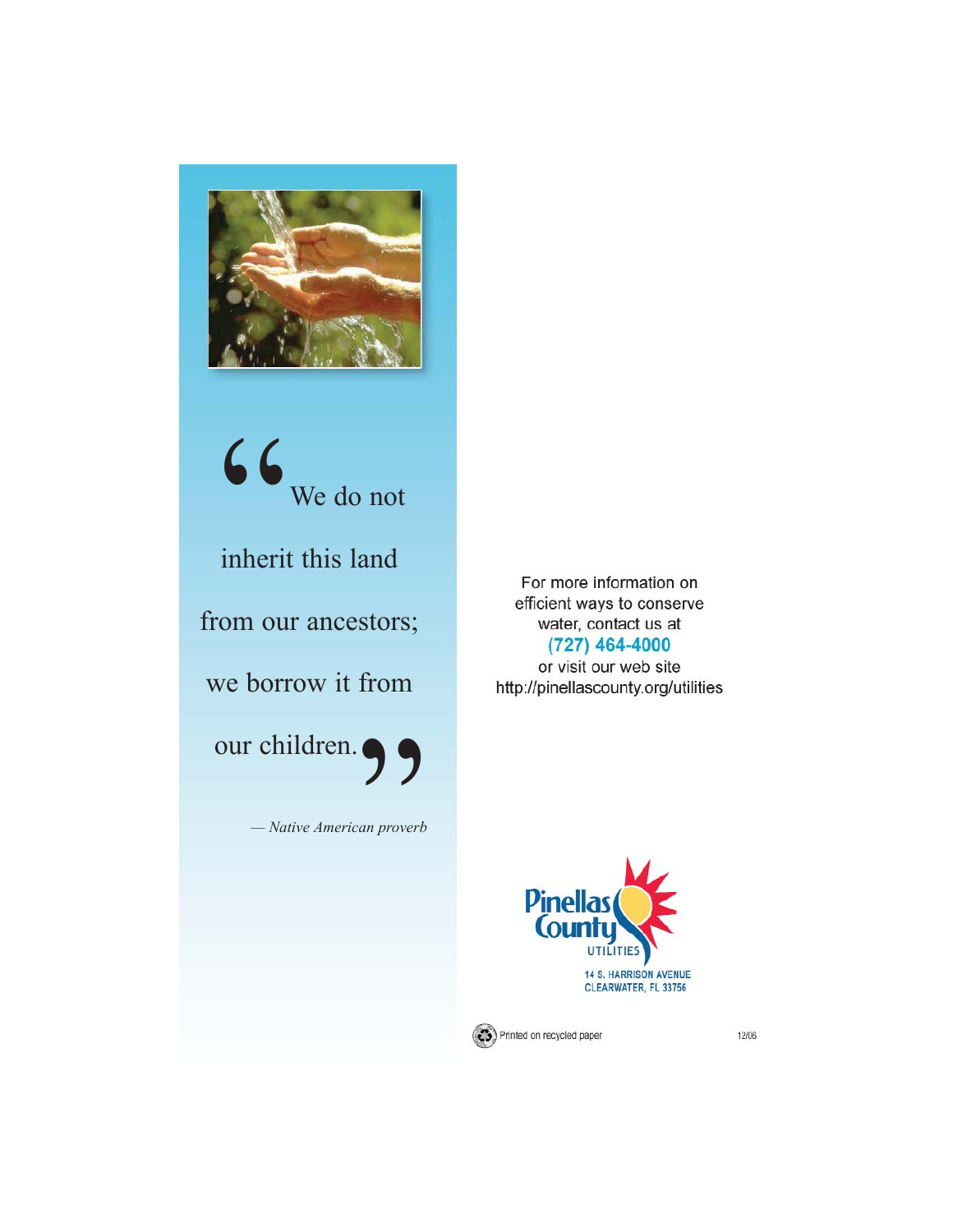"We do not inherit this land from our ancestors; we borrow it from our children."

*— Native American proverb*

For more information on efficient ways to conserve water, contact us at

**(727) 464-4000**

or visit our web site
http://pinellascounty.org/utilities

Pinellas County
UTILITIES

14 S. HARRISON AVENUE
CLEARWATER, FL 33756

Printed on recycled paper

12/06